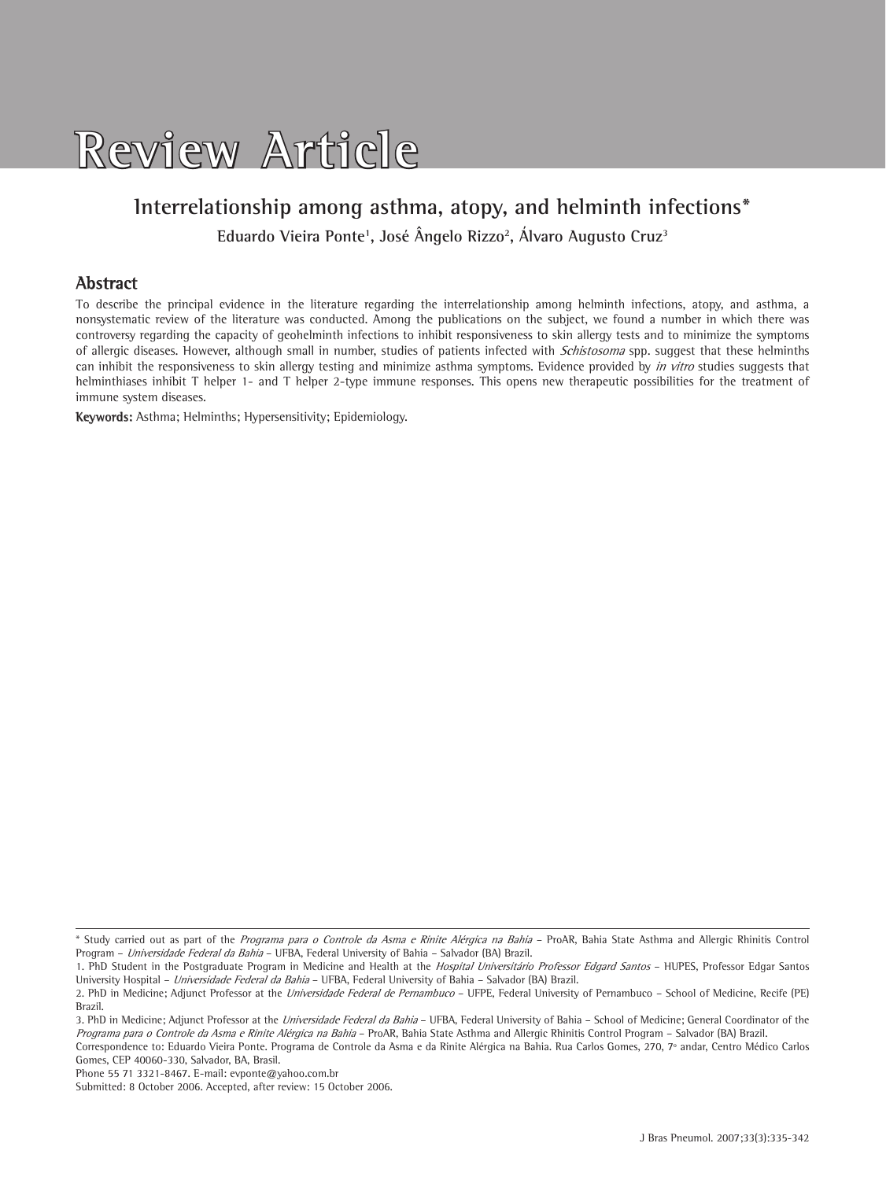# Review Article

## Interrelationship among asthma, atopy, and helminth infections*

**Eduardo Vieira Ponte[1], José Ângelo Rizzo[2], Álvaro Augusto Cruz[3]**

### Abstract

To describe the principal evidence in the literature regarding the interrelationship among helminth infections, atopy, and asthma, a nonsystematic review of the literature was conducted. Among the publications on the subject, we found a number in which there was controversy regarding the capacity of geohelminth infections to inhibit responsiveness to skin allergy tests and to minimize the symptoms of allergic diseases. However, although small in number, studies of patients infected with *Schistosoma* spp. suggest that these helminths can inhibit the responsiveness to skin allergy testing and minimize asthma symptoms. Evidence provided by *in vitro* studies suggests that helminthiases inhibit T helper 1- and T helper 2-type immune responses. This opens new therapeutic possibilities for the treatment of immune system diseases.

**Keywords:** Asthma; Helminths; Hypersensitivity; Epidemiology.

---

* Study carried out as part of the *Programa para o Controle da Asma e Rinite Alérgica na Bahia* – ProAR, Bahia State Asthma and Allergic Rhinitis Control Program – *Universidade Federal da Bahia* – UFBA, Federal University of Bahia – Salvador (BA) Brazil.

1. PhD Student in the Postgraduate Program in Medicine and Health at the *Hospital Universitário Professor Edgard Santos* – HUPES, Professor Edgar Santos University Hospital – *Universidade Federal da Bahia* – UFBA, Federal University of Bahia – Salvador (BA) Brazil.

2. PhD in Medicine; Adjunct Professor at the *Universidade Federal de Pernambuco* – UFPE, Federal University of Pernambuco – School of Medicine, Recife (PE) Brazil.

3. PhD in Medicine; Adjunct Professor at the *Universidade Federal da Bahia* – UFBA, Federal University of Bahia – School of Medicine; General Coordinator of the *Programa para o Controle da Asma e Rinite Alérgica na Bahia* – ProAR, Bahia State Asthma and Allergic Rhinitis Control Program – Salvador (BA) Brazil.

Correspondence to: Eduardo Vieira Ponte. Programa de Controle da Asma e da Rinite Alérgica na Bahia. Rua Carlos Gomes, 270, 7º andar, Centro Médico Carlos Gomes, CEP 40060-330, Salvador, BA, Brasil.

Phone 55 71 3321-8467. E-mail: evponte@yahoo.com.br

Submitted: 8 October 2006. Accepted, after review: 15 October 2006.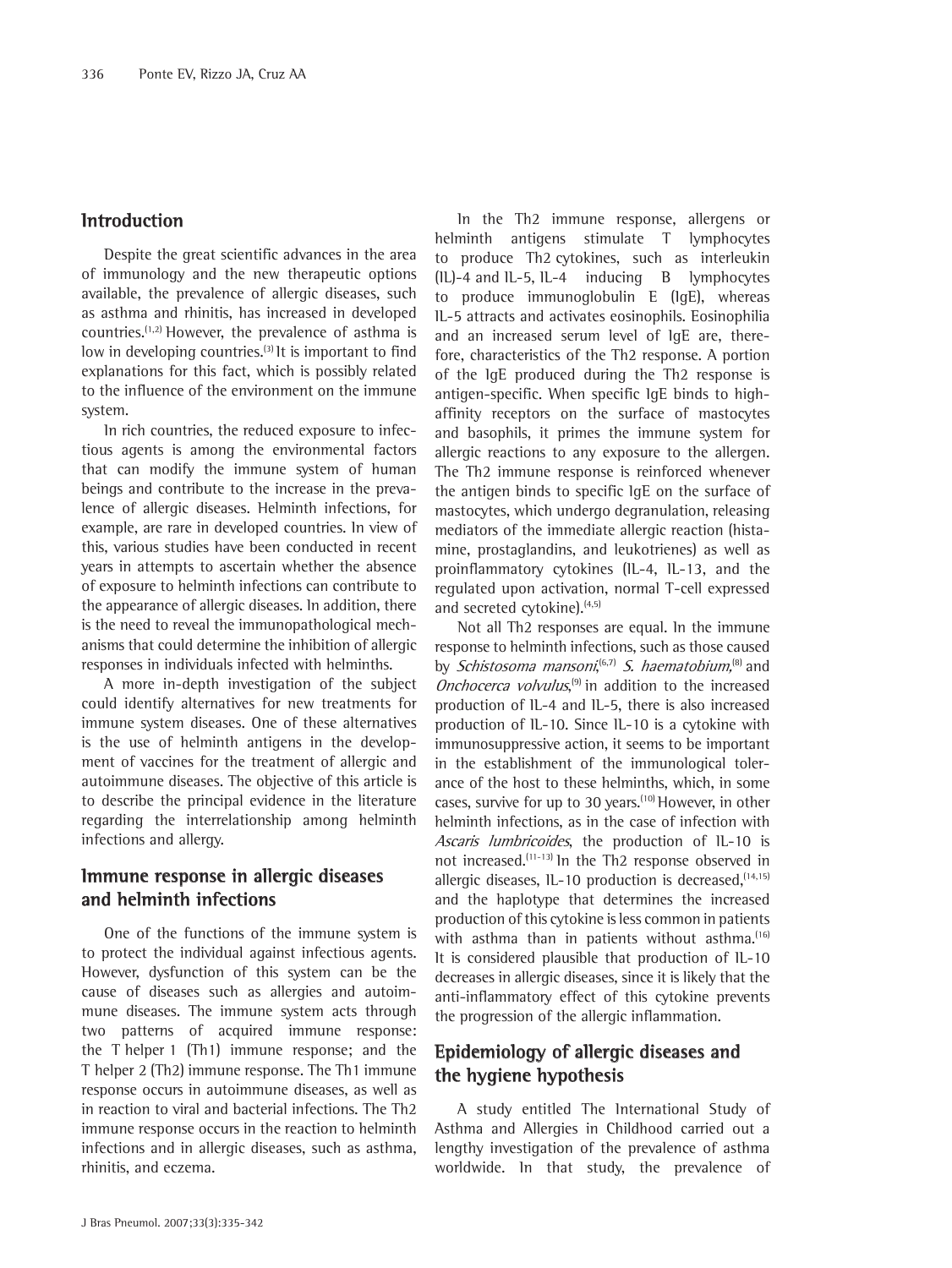## Introduction

Despite the great scientific advances in the area of immunology and the new therapeutic options available, the prevalence of allergic diseases, such as asthma and rhinitis, has increased in developed countries.[1,2] However, the prevalence of asthma is low in developing countries.[3] It is important to find explanations for this fact, which is possibly related to the influence of the environment on the immune system.

In rich countries, the reduced exposure to infectious agents is among the environmental factors that can modify the immune system of human beings and contribute to the increase in the prevalence of allergic diseases. Helminth infections, for example, are rare in developed countries. In view of this, various studies have been conducted in recent years in attempts to ascertain whether the absence of exposure to helminth infections can contribute to the appearance of allergic diseases. In addition, there is the need to reveal the immunopathological mechanisms that could determine the inhibition of allergic responses in individuals infected with helminths.

A more in-depth investigation of the subject could identify alternatives for new treatments for immune system diseases. One of these alternatives is the use of helminth antigens in the development of vaccines for the treatment of allergic and autoimmune diseases. The objective of this article is to describe the principal evidence in the literature regarding the interrelationship among helminth infections and allergy.

## Immune response in allergic diseases and helminth infections

One of the functions of the immune system is to protect the individual against infectious agents. However, dysfunction of this system can be the cause of diseases such as allergies and autoimmune diseases. The immune system acts through two patterns of acquired immune response: the T helper 1 (Th1) immune response; and the T helper 2 (Th2) immune response. The Th1 immune response occurs in autoimmune diseases, as well as in reaction to viral and bacterial infections. The Th2 immune response occurs in the reaction to helminth infections and in allergic diseases, such as asthma, rhinitis, and eczema.

In the Th2 immune response, allergens or helminth antigens stimulate T lymphocytes to produce Th2 cytokines, such as interleukin (IL)-4 and IL-5, IL-4 inducing B lymphocytes to produce immunoglobulin E (IgE), whereas IL-5 attracts and activates eosinophils. Eosinophilia and an increased serum level of IgE are, therefore, characteristics of the Th2 response. A portion of the IgE produced during the Th2 response is antigen-specific. When specific IgE binds to high-affinity receptors on the surface of mastocytes and basophils, it primes the immune system for allergic reactions to any exposure to the allergen. The Th2 immune response is reinforced whenever the antigen binds to specific IgE on the surface of mastocytes, which undergo degranulation, releasing mediators of the immediate allergic reaction (histamine, prostaglandins, and leukotrienes) as well as proinflammatory cytokines (IL-4, IL-13, and the regulated upon activation, normal T-cell expressed and secreted cytokine).[4,5]

Not all Th2 responses are equal. In the immune response to helminth infections, such as those caused by *Schistosoma mansoni*,[6,7] *S. haematobium*,[8] and *Onchocerca volvulus*,[9] in addition to the increased production of IL-4 and IL-5, there is also increased production of IL-10. Since IL-10 is a cytokine with immunosuppressive action, it seems to be important in the establishment of the immunological tolerance of the host to these helminths, which, in some cases, survive for up to 30 years.[10] However, in other helminth infections, as in the case of infection with *Ascaris lumbricoides*, the production of IL-10 is not increased.[11-13] In the Th2 response observed in allergic diseases, IL-10 production is decreased,[14,15] and the haplotype that determines the increased production of this cytokine is less common in patients with asthma than in patients without asthma.[16] It is considered plausible that production of IL-10 decreases in allergic diseases, since it is likely that the anti-inflammatory effect of this cytokine prevents the progression of the allergic inflammation.

## Epidemiology of allergic diseases and the hygiene hypothesis

A study entitled The International Study of Asthma and Allergies in Childhood carried out a lengthy investigation of the prevalence of asthma worldwide. In that study, the prevalence of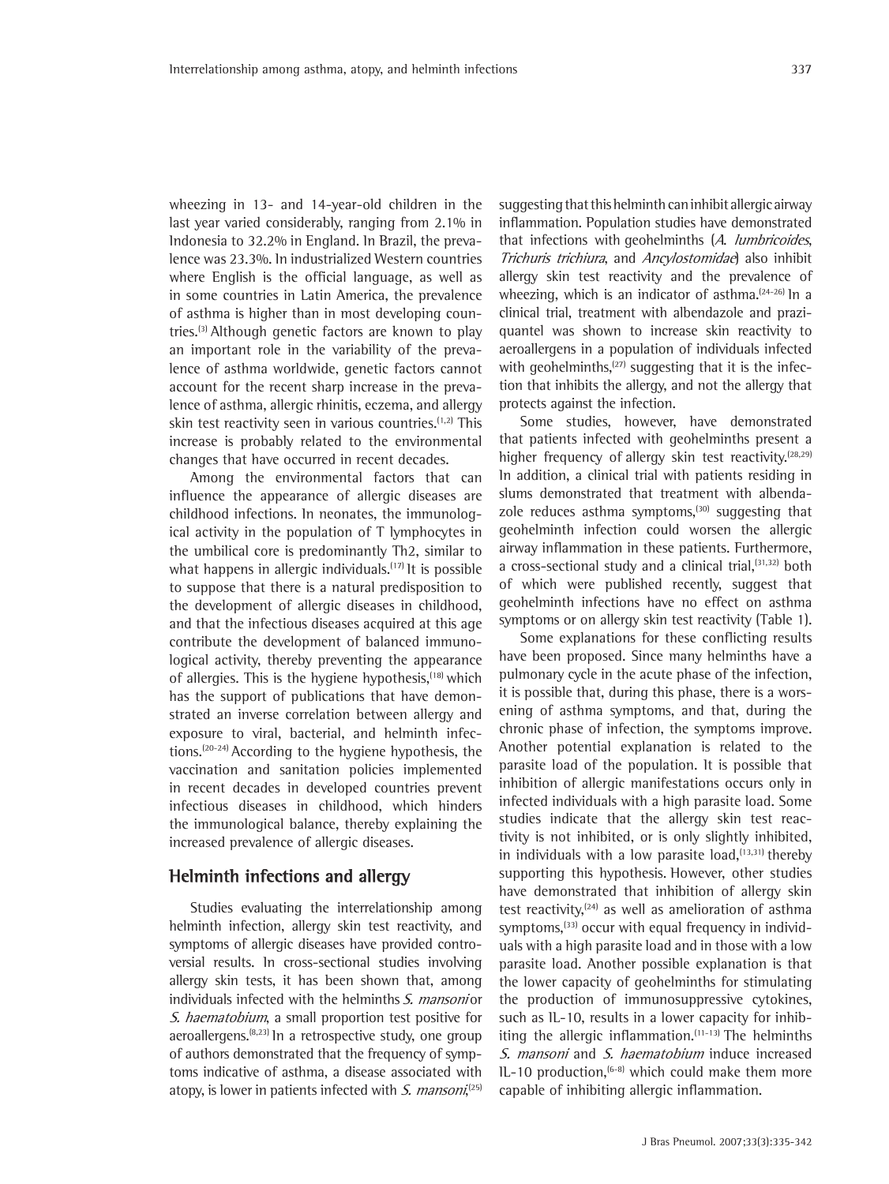wheezing in 13- and 14-year-old children in the last year varied considerably, ranging from 2.1% in Indonesia to 32.2% in England. In Brazil, the prevalence was 23.3%. In industrialized Western countries where English is the official language, as well as in some countries in Latin America, the prevalence of asthma is higher than in most developing countries.[3] Although genetic factors are known to play an important role in the variability of the prevalence of asthma worldwide, genetic factors cannot account for the recent sharp increase in the prevalence of asthma, allergic rhinitis, eczema, and allergy skin test reactivity seen in various countries.[1,2] This increase is probably related to the environmental changes that have occurred in recent decades.

Among the environmental factors that can influence the appearance of allergic diseases are childhood infections. In neonates, the immunological activity in the population of T lymphocytes in the umbilical core is predominantly Th2, similar to what happens in allergic individuals.[17] It is possible to suppose that there is a natural predisposition to the development of allergic diseases in childhood, and that the infectious diseases acquired at this age contribute the development of balanced immunological activity, thereby preventing the appearance of allergies. This is the hygiene hypothesis,[18] which has the support of publications that have demonstrated an inverse correlation between allergy and exposure to viral, bacterial, and helminth infections.[20-24] According to the hygiene hypothesis, the vaccination and sanitation policies implemented in recent decades in developed countries prevent infectious diseases in childhood, which hinders the immunological balance, thereby explaining the increased prevalence of allergic diseases.

## Helminth infections and allergy

Studies evaluating the interrelationship among helminth infection, allergy skin test reactivity, and symptoms of allergic diseases have provided controversial results. In cross-sectional studies involving allergy skin tests, it has been shown that, among individuals infected with the helminths *S. mansoni* or *S. haematobium*, a small proportion test positive for aeroallergens.[8,23] In a retrospective study, one group of authors demonstrated that the frequency of symptoms indicative of asthma, a disease associated with atopy, is lower in patients infected with *S. mansoni*,[25] suggesting that this helminth can inhibit allergic airway inflammation. Population studies have demonstrated that infections with geohelminths (*A. lumbricoides*, *Trichuris trichiura*, and *Ancylostomidae*) also inhibit allergy skin test reactivity and the prevalence of wheezing, which is an indicator of asthma.[24-26] In a clinical trial, treatment with albendazole and praziquantel was shown to increase skin reactivity to aeroallergens in a population of individuals infected with geohelminths,[27] suggesting that it is the infection that inhibits the allergy, and not the allergy that protects against the infection.

Some studies, however, have demonstrated that patients infected with geohelminths present a higher frequency of allergy skin test reactivity.[28,29] In addition, a clinical trial with patients residing in slums demonstrated that treatment with albendazole reduces asthma symptoms,[30] suggesting that geohelminth infection could worsen the allergic airway inflammation in these patients. Furthermore, a cross-sectional study and a clinical trial,[31,32] both of which were published recently, suggest that geohelminth infections have no effect on asthma symptoms or on allergy skin test reactivity (Table 1).

Some explanations for these conflicting results have been proposed. Since many helminths have a pulmonary cycle in the acute phase of the infection, it is possible that, during this phase, there is a worsening of asthma symptoms, and that, during the chronic phase of infection, the symptoms improve. Another potential explanation is related to the parasite load of the population. It is possible that inhibition of allergic manifestations occurs only in infected individuals with a high parasite load. Some studies indicate that the allergy skin test reactivity is not inhibited, or is only slightly inhibited, in individuals with a low parasite load,[13,31] thereby supporting this hypothesis. However, other studies have demonstrated that inhibition of allergy skin test reactivity,[24] as well as amelioration of asthma symptoms,[33] occur with equal frequency in individuals with a high parasite load and in those with a low parasite load. Another possible explanation is that the lower capacity of geohelminths for stimulating the production of immunosuppressive cytokines, such as IL-10, results in a lower capacity for inhibiting the allergic inflammation.[11-13] The helminths *S. mansoni* and *S. haematobium* induce increased IL-10 production,[6-8] which could make them more capable of inhibiting allergic inflammation.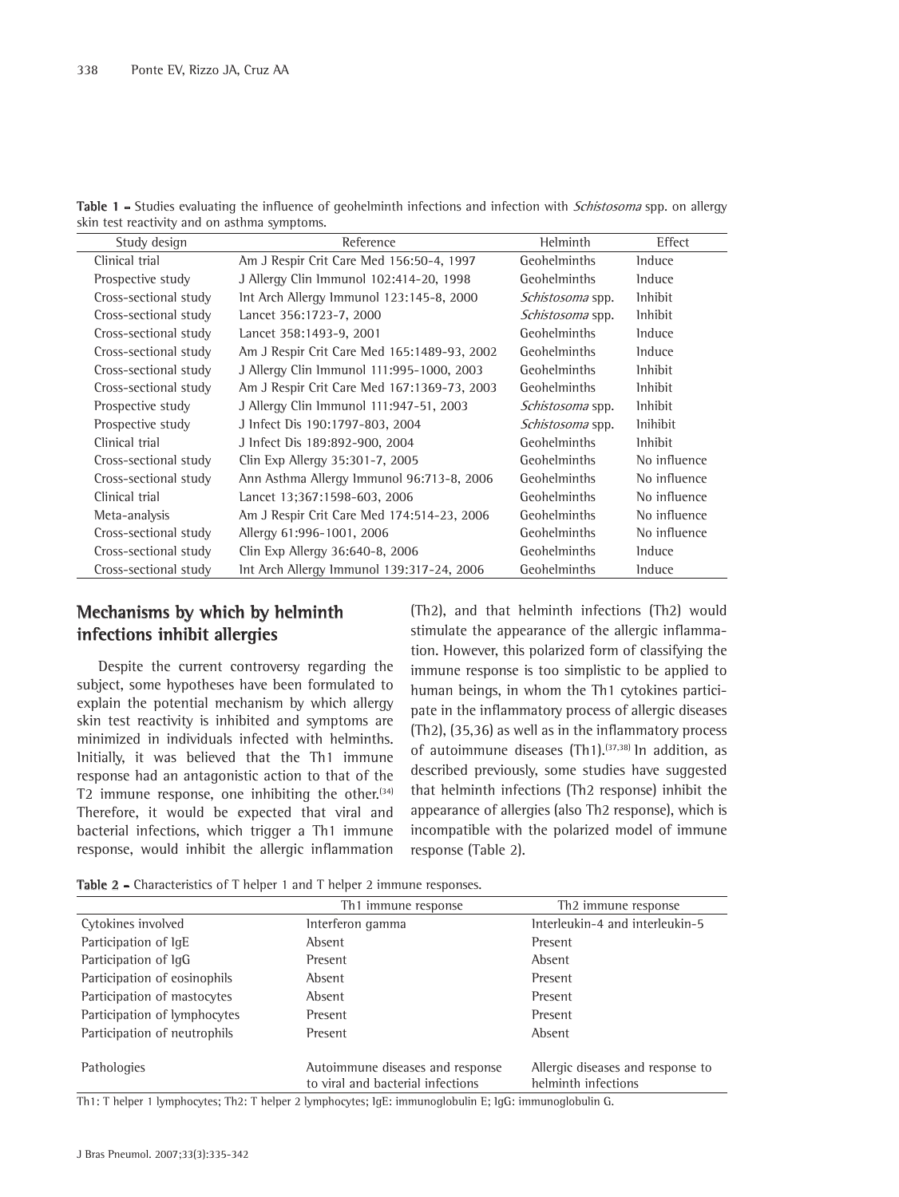**Table 1 -** Studies evaluating the influence of geohelminth infections and infection with *Schistosoma* spp. on allergy skin test reactivity and on asthma symptoms.

| Study design | Reference | Helminth | Effect |
|---|---|---|---|
| Clinical trial | Am J Respir Crit Care Med 156:50-4, 1997 | Geohelminths | Induce |
| Prospective study | J Allergy Clin Immunol 102:414-20, 1998 | Geohelminths | Induce |
| Cross-sectional study | Int Arch Allergy Immunol 123:145-8, 2000 | *Schistosoma* spp. | Inhibit |
| Cross-sectional study | Lancet 356:1723-7, 2000 | *Schistosoma* spp. | Inhibit |
| Cross-sectional study | Lancet 358:1493-9, 2001 | Geohelminths | Induce |
| Cross-sectional study | Am J Respir Crit Care Med 165:1489-93, 2002 | Geohelminths | Induce |
| Cross-sectional study | J Allergy Clin Immunol 111:995-1000, 2003 | Geohelminths | Inhibit |
| Cross-sectional study | Am J Respir Crit Care Med 167:1369-73, 2003 | Geohelminths | Inhibit |
| Prospective study | J Allergy Clin Immunol 111:947-51, 2003 | *Schistosoma* spp. | Inhibit |
| Prospective study | J Infect Dis 190:1797-803, 2004 | *Schistosoma* spp. | Inihibit |
| Clinical trial | J Infect Dis 189:892-900, 2004 | Geohelminths | Inhibit |
| Cross-sectional study | Clin Exp Allergy 35:301-7, 2005 | Geohelminths | No influence |
| Cross-sectional study | Ann Asthma Allergy Immunol 96:713-8, 2006 | Geohelminths | No influence |
| Clinical trial | Lancet 13;367:1598-603, 2006 | Geohelminths | No influence |
| Meta-analysis | Am J Respir Crit Care Med 174:514-23, 2006 | Geohelminths | No influence |
| Cross-sectional study | Allergy 61:996-1001, 2006 | Geohelminths | No influence |
| Cross-sectional study | Clin Exp Allergy 36:640-8, 2006 | Geohelminths | Induce |
| Cross-sectional study | Int Arch Allergy Immunol 139:317-24, 2006 | Geohelminths | Induce |

## Mechanisms by which by helminth infections inhibit allergies

Despite the current controversy regarding the subject, some hypotheses have been formulated to explain the potential mechanism by which allergy skin test reactivity is inhibited and symptoms are minimized in individuals infected with helminths. Initially, it was believed that the Th1 immune response had an antagonistic action to that of the T2 immune response, one inhibiting the other.[34] Therefore, it would be expected that viral and bacterial infections, which trigger a Th1 immune response, would inhibit the allergic inflammation (Th2), and that helminth infections (Th2) would stimulate the appearance of the allergic inflammation. However, this polarized form of classifying the immune response is too simplistic to be applied to human beings, in whom the Th1 cytokines participate in the inflammatory process of allergic diseases (Th2), (35,36) as well as in the inflammatory process of autoimmune diseases (Th1).[37,38] In addition, as described previously, some studies have suggested that helminth infections (Th2 response) inhibit the appearance of allergies (also Th2 response), which is incompatible with the polarized model of immune response (Table 2).

**Table 2 -** Characteristics of T helper 1 and T helper 2 immune responses.

| | Th1 immune response | Th2 immune response |
|---|---|---|
| Cytokines involved | Interferon gamma | Interleukin-4 and interleukin-5 |
| Participation of IgE | Absent | Present |
| Participation of IgG | Present | Absent |
| Participation of eosinophils | Absent | Present |
| Participation of mastocytes | Absent | Present |
| Participation of lymphocytes | Present | Present |
| Participation of neutrophils | Present | Absent |
| Pathologies | Autoimmune diseases and response to viral and bacterial infections | Allergic diseases and response to helminth infections |

Th1: T helper 1 lymphocytes; Th2: T helper 2 lymphocytes; IgE: immunoglobulin E; IgG: immunoglobulin G.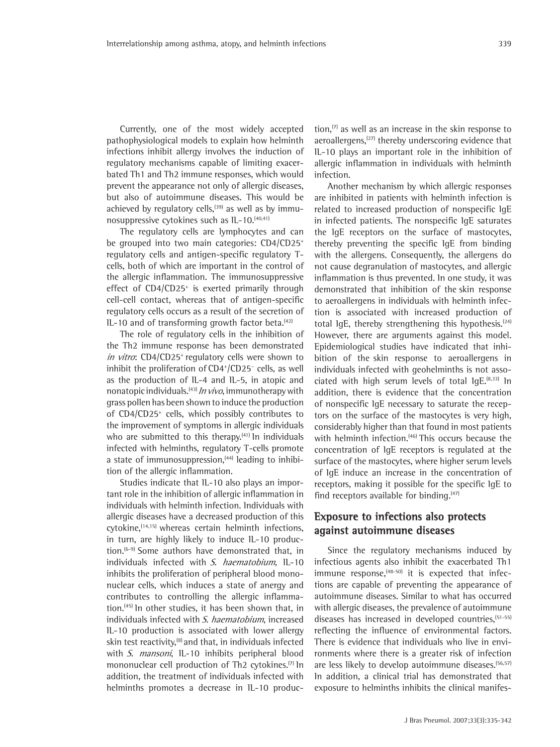Currently, one of the most widely accepted pathophysiological models to explain how helminth infections inhibit allergy involves the induction of regulatory mechanisms capable of limiting exacerbated Th1 and Th2 immune responses, which would prevent the appearance not only of allergic diseases, but also of autoimmune diseases. This would be achieved by regulatory cells,[39] as well as by immunosuppressive cytokines such as IL-10.[40,41]

The regulatory cells are lymphocytes and can be grouped into two main categories: CD4/CD25$^+$ regulatory cells and antigen-specific regulatory T-cells, both of which are important in the control of the allergic inflammation. The immunosuppressive effect of CD4/CD25$^+$ is exerted primarily through cell-cell contact, whereas that of antigen-specific regulatory cells occurs as a result of the secretion of IL-10 and of transforming growth factor beta.[42]

The role of regulatory cells in the inhibition of the Th2 immune response has been demonstrated *in vitro*: CD4/CD25$^+$ regulatory cells were shown to inhibit the proliferation of CD4$^+$/CD25$^-$ cells, as well as the production of IL-4 and IL-5, in atopic and nonatopic individuals.[43] *In vivo*, immunotherapy with grass pollen has been shown to induce the production of CD4/CD25$^+$ cells, which possibly contributes to the improvement of symptoms in allergic individuals who are submitted to this therapy.[41] In individuals infected with helminths, regulatory T-cells promote a state of immunosuppression,[44] leading to inhibition of the allergic inflammation.

Studies indicate that IL-10 also plays an important role in the inhibition of allergic inflammation in individuals with helminth infection. Individuals with allergic diseases have a decreased production of this cytokine,[14,15] whereas certain helminth infections, in turn, are highly likely to induce IL-10 production.[6-9] Some authors have demonstrated that, in individuals infected with *S. haematobium*, IL-10 inhibits the proliferation of peripheral blood mononuclear cells, which induces a state of anergy and contributes to controlling the allergic inflammation.[45] In other studies, it has been shown that, in individuals infected with *S. haematobium*, increased IL-10 production is associated with lower allergy skin test reactivity,[8] and that, in individuals infected with *S. mansoni*, IL-10 inhibits peripheral blood mononuclear cell production of Th2 cytokines.[7] In addition, the treatment of individuals infected with helminths promotes a decrease in IL-10 production,[7] as well as an increase in the skin response to aeroallergens,[27] thereby underscoring evidence that IL-10 plays an important role in the inhibition of allergic inflammation in individuals with helminth infection.

Another mechanism by which allergic responses are inhibited in patients with helminth infection is related to increased production of nonspecific IgE in infected patients. The nonspecific IgE saturates the IgE receptors on the surface of mastocytes, thereby preventing the specific IgE from binding with the allergens. Consequently, the allergens do not cause degranulation of mastocytes, and allergic inflammation is thus prevented. In one study, it was demonstrated that inhibition of the skin response to aeroallergens in individuals with helminth infection is associated with increased production of total IgE, thereby strengthening this hypothesis.[24] However, there are arguments against this model. Epidemiological studies have indicated that inhibition of the skin response to aeroallergens in individuals infected with geohelminths is not associated with high serum levels of total IgE.[8,33] In addition, there is evidence that the concentration of nonspecific IgE necessary to saturate the receptors on the surface of the mastocytes is very high, considerably higher than that found in most patients with helminth infection.[46] This occurs because the concentration of IgE receptors is regulated at the surface of the mastocytes, where higher serum levels of IgE induce an increase in the concentration of receptors, making it possible for the specific IgE to find receptors available for binding.[47]

## Exposure to infections also protects against autoimmune diseases

Since the regulatory mechanisms induced by infectious agents also inhibit the exacerbated Th1 immune response,[48-50] it is expected that infections are capable of preventing the appearance of autoimmune diseases. Similar to what has occurred with allergic diseases, the prevalence of autoimmune diseases has increased in developed countries,[51-55] reflecting the influence of environmental factors. There is evidence that individuals who live in environments where there is a greater risk of infection are less likely to develop autoimmune diseases.[56,57] In addition, a clinical trial has demonstrated that exposure to helminths inhibits the clinical manifes-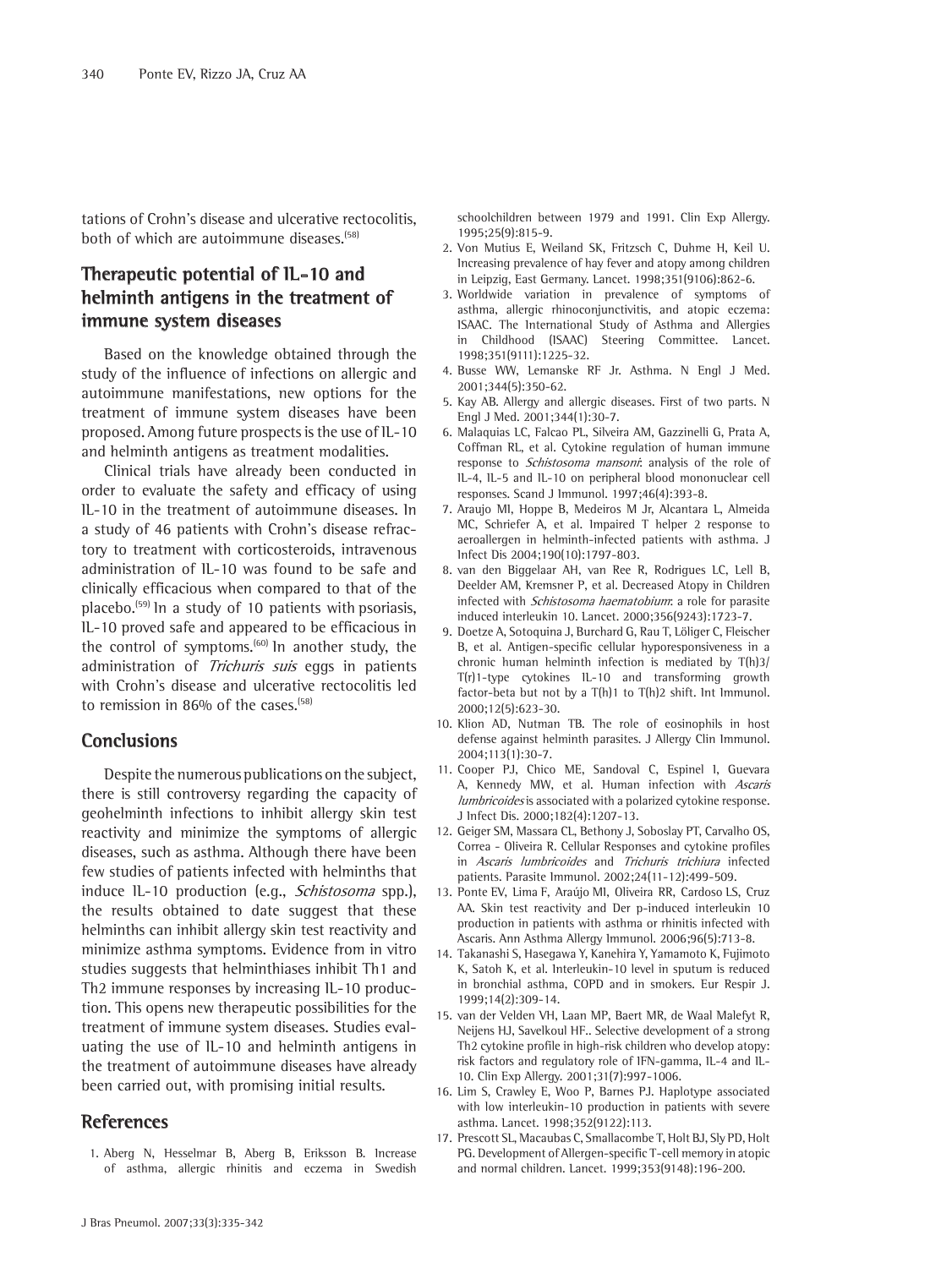tations of Crohn's disease and ulcerative rectocolitis, both of which are autoimmune diseases.[58]

## Therapeutic potential of IL-10 and helminth antigens in the treatment of immune system diseases

Based on the knowledge obtained through the study of the influence of infections on allergic and autoimmune manifestations, new options for the treatment of immune system diseases have been proposed. Among future prospects is the use of IL-10 and helminth antigens as treatment modalities.

Clinical trials have already been conducted in order to evaluate the safety and efficacy of using IL-10 in the treatment of autoimmune diseases. In a study of 46 patients with Crohn's disease refractory to treatment with corticosteroids, intravenous administration of IL-10 was found to be safe and clinically efficacious when compared to that of the placebo.[59] In a study of 10 patients with psoriasis, IL-10 proved safe and appeared to be efficacious in the control of symptoms.[60] In another study, the administration of *Trichuris suis* eggs in patients with Crohn's disease and ulcerative rectocolitis led to remission in 86% of the cases.[58]

## Conclusions

Despite the numerous publications on the subject, there is still controversy regarding the capacity of geohelminth infections to inhibit allergy skin test reactivity and minimize the symptoms of allergic diseases, such as asthma. Although there have been few studies of patients infected with helminths that induce IL-10 production (e.g., *Schistosoma* spp.), the results obtained to date suggest that these helminths can inhibit allergy skin test reactivity and minimize asthma symptoms. Evidence from in vitro studies suggests that helminthiases inhibit Th1 and Th2 immune responses by increasing IL-10 production. This opens new therapeutic possibilities for the treatment of immune system diseases. Studies evaluating the use of IL-10 and helminth antigens in the treatment of autoimmune diseases have already been carried out, with promising initial results.

## References

1. Aberg N, Hesselmar B, Aberg B, Eriksson B. Increase of asthma, allergic rhinitis and eczema in Swedish schoolchildren between 1979 and 1991. Clin Exp Allergy. 1995;25(9):815-9.
2. Von Mutius E, Weiland SK, Fritzsch C, Duhme H, Keil U. Increasing prevalence of hay fever and atopy among children in Leipzig, East Germany. Lancet. 1998;351(9106):862-6.
3. Worldwide variation in prevalence of symptoms of asthma, allergic rhinoconjunctivitis, and atopic eczema: ISAAC. The International Study of Asthma and Allergies in Childhood (ISAAC) Steering Committee. Lancet. 1998;351(9111):1225-32.
4. Busse WW, Lemanske RF Jr. Asthma. N Engl J Med. 2001;344(5):350-62.
5. Kay AB. Allergy and allergic diseases. First of two parts. N Engl J Med. 2001;344(1):30-7.
6. Malaquias LC, Falcao PL, Silveira AM, Gazzinelli G, Prata A, Coffman RL, et al. Cytokine regulation of human immune response to *Schistosoma mansoni*: analysis of the role of IL-4, IL-5 and IL-10 on peripheral blood mononuclear cell responses. Scand J Immunol. 1997;46(4):393-8.
7. Araujo MI, Hoppe B, Medeiros M Jr, Alcantara L, Almeida MC, Schriefer A, et al. Impaired T helper 2 response to aeroallergen in helminth-infected patients with asthma. J Infect Dis 2004;190(10):1797-803.
8. van den Biggelaar AH, van Ree R, Rodrigues LC, Lell B, Deelder AM, Kremsner P, et al. Decreased Atopy in Children infected with *Schistosoma haematobium*: a role for parasite induced interleukin 10. Lancet. 2000;356(9243):1723-7.
9. Doetze A, Sotoquina J, Burchard G, Rau T, Löliger C, Fleischer B, et al. Antigen-specific cellular hyporesponsiveness in a chronic human helminth infection is mediated by T(h)3/T(r)1-type cytokines IL-10 and transforming growth factor-beta but not by a T(h)1 to T(h)2 shift. Int Immunol. 2000;12(5):623-30.
10. Klion AD, Nutman TB. The role of eosinophils in host defense against helminth parasites. J Allergy Clin Immunol. 2004;113(1):30-7.
11. Cooper PJ, Chico ME, Sandoval C, Espinel I, Guevara A, Kennedy MW, et al. Human infection with *Ascaris lumbricoides* is associated with a polarized cytokine response. J Infect Dis. 2000;182(4):1207-13.
12. Geiger SM, Massara CL, Bethony J, Soboslay PT, Carvalho OS, Correa - Oliveira R. Cellular Responses and cytokine profiles in *Ascaris lumbricoides* and *Trichuris trichiura* infected patients. Parasite Immunol. 2002;24(11-12):499-509.
13. Ponte EV, Lima F, Araújo MI, Oliveira RR, Cardoso LS, Cruz AA. Skin test reactivity and Der p-induced interleukin 10 production in patients with asthma or rhinitis infected with Ascaris. Ann Asthma Allergy Immunol. 2006;96(5):713-8.
14. Takanashi S, Hasegawa Y, Kanehira Y, Yamamoto K, Fujimoto K, Satoh K, et al. Interleukin-10 level in sputum is reduced in bronchial asthma, COPD and in smokers. Eur Respir J. 1999;14(2):309-14.
15. van der Velden VH, Laan MP, Baert MR, de Waal Malefyt R, Neijens HJ, Savelkoul HF.. Selective development of a strong Th2 cytokine profile in high-risk children who develop atopy: risk factors and regulatory role of IFN-gamma, IL-4 and IL-10. Clin Exp Allergy. 2001;31(7):997-1006.
16. Lim S, Crawley E, Woo P, Barnes PJ. Haplotype associated with low interleukin-10 production in patients with severe asthma. Lancet. 1998;352(9122):113.
17. Prescott SL, Macaubas C, Smallacombe T, Holt BJ, Sly PD, Holt PG. Development of Allergen-specific T-cell memory in atopic and normal children. Lancet. 1999;353(9148):196-200.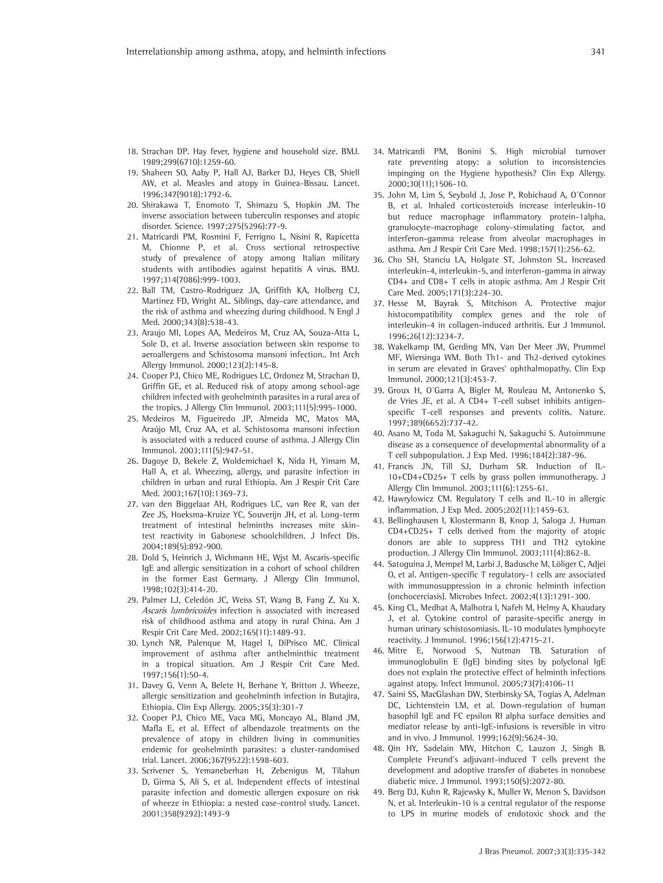18. Strachan DP. Hay fever, hygiene and household size. BMJ. 1989;299(6710):1259-60.
19. Shaheen SO, Aaby P, Hall AJ, Barker DJ, Heyes CB, Shiell AW, et al. Measles and atopy in Guinea-Bissau. Lancet. 1996;347(9018):1792-6.
20. Shirakawa T, Enomoto T, Shimazu S, Hopkin JM. The inverse association between tuberculin responses and atopic disorder. Science. 1997;275(5296):77-9.
21. Matricardi PM, Rosmini F, Ferrigno L, Nisini R, Rapicetta M, Chionne P, et al. Cross sectional retrospective study of prevalence of atopy among Italian military students with antibodies against hepatitis A virus. BMJ. 1997;314(7086):999-1003.
22. Ball TM, Castro-Rodriguez JA, Griffith KA, Holberg CJ, Martinez FD, Wright AL. Siblings, day-care attendance, and the risk of asthma and wheezing during childhood. N Engl J Med. 2000;343(8):538-43.
23. Araujo MI, Lopes AA, Medeiros M, Cruz AA, Souza-Atta L, Sole D, et al. Inverse association between skin response to aeroallergens and Schistosoma mansoni infection.. Int Arch Allergy Immunol. 2000;123(2):145-8.
24. Cooper PJ, Chico ME, Rodrigues LC, Ordonez M, Strachan D, Griffin GE, et al. Reduced risk of atopy among school-age children infected with geohelminth parasites in a rural area of the tropics. J Allergy Clin Immunol. 2003;111(5):995-1000.
25. Medeiros M, Figueiredo JP, Almeida MC, Matos MA, Araújo MI, Cruz AA, et al. Schistosoma mansoni infection is associated with a reduced course of asthma. J Allergy Clin Immunol. 2003;111(5):947-51.
26. Dagoye D, Bekele Z, Woldemichael K, Nida H, Yimam M, Hall A, et al. Wheezing, allergy, and parasite infection in children in urban and rural Ethiopia. Am J Respir Crit Care Med. 2003;167(10):1369-73.
27. van den Biggelaar AH, Rodrigues LC, van Ree R, van der Zee JS, Hoeksma-Kruize YC, Souverijn JH, et al. Long-term treatment of intestinal helminths increases mite skin-test reactivity in Gabonese schoolchildren. J Infect Dis. 2004;189(5):892-900.
28. Dold S, Heinrich J, Wichmann HE, Wjst M. Ascaris-specific IgE and allergic sensitization in a cohort of school children in the former East Germany. J Allergy Clin Immunol. 1998;102(3):414-20.
29. Palmer LJ, Celedón JC, Weiss ST, Wang B, Fang Z, Xu X. *Ascaris lumbricoides* infection is associated with increased risk of childhood asthma and atopy in rural China. Am J Respir Crit Care Med. 2002;165(11):1489-93.
30. Lynch NR, Palenque M, Hagel I, DiPrisco MC. Clinical improvement of asthma after anthelminthic treatment in a tropical situation. Am J Respir Crit Care Med. 1997;156(1):50-4.
31. Davey G, Venn A, Belete H, Berhane Y, Britton J. Wheeze, allergic sensitization and geohelminth infection in Butajira, Ethiopia. Clin Exp Allergy. 2005;35(3):301-7
32. Cooper PJ, Chico ME, Vaca MG, Moncayo AL, Bland JM, Mafla E, et al. Effect of albendazole treatments on the prevalence of atopy in children living in communities endemic for geohelminth parasites: a cluster-randomised trial. Lancet. 2006;367(9522):1598-603.
33. Scrivener S, Yemaneberhan H, Zebenigus M, Tilahun D, Girma S, Ali S, et al. Independent effects of intestinal parasite infection and domestic allergen exposure on risk of wheeze in Ethiopia: a nested case-control study. Lancet. 2001;358(9292):1493-9
34. Matricardi PM, Bonini S. High microbial turnover rate preventing atopy: a solution to inconsistencies impinging on the Hygiene hypothesis? Clin Exp Allergy. 2000;30(11);1506-10.
35. John M, Lim S, Seybold J, Jose P, Robichaud A, O´Connor B, et al. Inhaled corticosteroids increase interleukin-10 but reduce macrophage inflammatory protein-1alpha, granulocyte-macrophage colony-stimulating factor, and interferon-gamma release from alveolar macrophages in asthma. Am J Respir Crit Care Med. 1998;157(1):256-62.
36. Cho SH, Stanciu LA, Holgate ST, Johnston SL. Increased interleukin-4, interleukin-5, and interferon-gamma in airway CD4+ and CD8+ T cells in atopic asthma. Am J Respir Crit Care Med. 2005;171(3):224-30.
37. Hesse M, Bayrak S, Mitchison A. Protective major histocompatibility complex genes and the role of interleukin-4 in collagen-induced arthritis. Eur J Immunol. 1996;26(12):3234-7.
38. Wakelkamp IM, Gerding MN, Van Der Meer JW, Prummel MF, Wiersinga WM. Both Th1- and Th2-derived cytokines in serum are elevated in Graves' ophthalmopathy. Clin Exp Immunol. 2000;121(3):453-7.
39. Groux H, O´Garra A, Bigler M, Rouleau M, Antonenko S, de Vries JE, et al. A CD4+ T-cell subset inhibits antigen-specific T-cell responses and prevents colitis. Nature. 1997;389(6652):737-42.
40. Asano M, Toda M, Sakaguchi N, Sakaguchi S. Autoimmune disease as a consequence of developmental abnormality of a T cell subpopulation. J Exp Med. 1996;184(2):387-96.
41. Francis JN, Till SJ, Durham SR. Induction of IL-10+CD4+CD25+ T cells by grass pollen immunotherapy. J Allergy Clin Immunol. 2003;111(6):1255-61.
42. Hawrylowicz CM. Regulatory T cells and IL-10 in allergic inflammation. J Exp Med. 2005;202(11):1459-63.
43. Bellinghausen I, Klostermann B, Knop J, Saloga J. Human CD4+CD25+ T cells derived from the majority of atopic donors are able to suppress TH1 and TH2 cytokine production. J Allergy Clin Immunol. 2003;111(4):862-8.
44. Satoguina J, Mempel M, Larbi J, Badusche M, Löliger C, Adjei O, et al. Antigen-specific T regulatory-1 cells are associated with immunosuppression in a chronic helminth infection (onchocerciasis). Microbes Infect. 2002;4(13):1291-300.
45. King CL, Medhat A, Malhotra I, Nafeh M, Helmy A, Khaudary J, et al. Cytokine control of parasite-specific anergy in human urinary schistosomiasis. IL-10 modulates lymphocyte reactivity. J Immunol. 1996;156(12):4715-21.
46. Mitre E, Norwood S, Nutman TB. Saturation of immunoglobulin E (IgE) binding sites by polyclonal IgE does not explain the protective effect of helminth infections against atopy. Infect Immunol. 2005;73(7):4106-11
47. Saini SS, MacGlashan DW, Sterbinsky SA, Togias A, Adelman DC, Lichtenstein LM, et al. Down-regulation of human basophil IgE and FC epsilon RI alpha surface densities and mediator release by anti-IgE-infusions is reversible in vitro and in vivo. J Immunol. 1999;162(9):5624-30.
48. Qin HY, Sadelain MW, Hitchon C, Lauzon J, Singh B. Complete Freund's adjuvant-induced T cells prevent the development and adoptive transfer of diabetes in nonobese diabetic mice. J Immunol. 1993;150(5):2072-80.
49. Berg DJ, Kuhn R, Rajewsky K, Muller W, Menon S, Davidson N, et al. Interleukin-10 is a central regulator of the response to LPS in murine models of endotoxic shock and the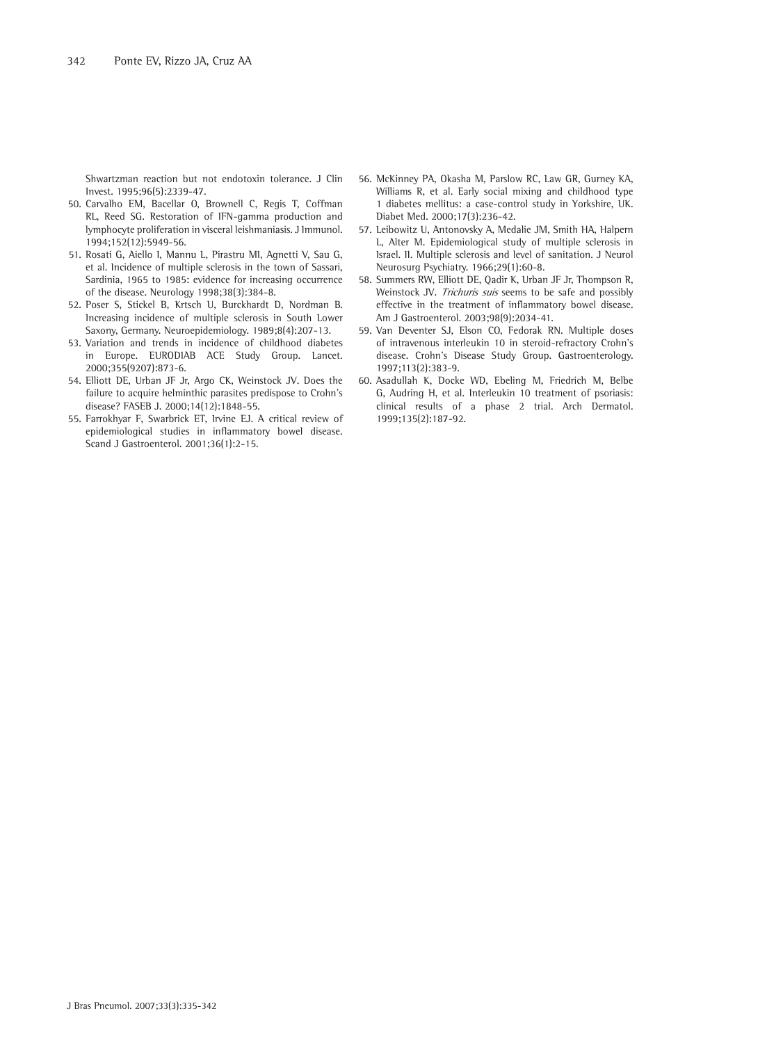Shwartzman reaction but not endotoxin tolerance. J Clin Invest. 1995;96(5):2339-47.

50. Carvalho EM, Bacellar O, Brownell C, Regis T, Coffman RL, Reed SG. Restoration of IFN-gamma production and lymphocyte proliferation in visceral leishmaniasis. J Immunol. 1994;152(12):5949-56.
51. Rosati G, Aiello I, Mannu L, Pirastru MI, Agnetti V, Sau G, et al. Incidence of multiple sclerosis in the town of Sassari, Sardinia, 1965 to 1985: evidence for increasing occurrence of the disease. Neurology 1998;38(3):384-8.
52. Poser S, Stickel B, Krtsch U, Burckhardt D, Nordman B. Increasing incidence of multiple sclerosis in South Lower Saxony, Germany. Neuroepidemiology. 1989;8(4):207-13.
53. Variation and trends in incidence of childhood diabetes in Europe. EURODIAB ACE Study Group. Lancet. 2000;355(9207):873-6.
54. Elliott DE, Urban JF Jr, Argo CK, Weinstock JV. Does the failure to acquire helminthic parasites predispose to Crohn's disease? FASEB J. 2000;14(12):1848-55.
55. Farrokhyar F, Swarbrick ET, Irvine EJ. A critical review of epidemiological studies in inflammatory bowel disease. Scand J Gastroenterol. 2001;36(1):2-15.
56. McKinney PA, Okasha M, Parslow RC, Law GR, Gurney KA, Williams R, et al. Early social mixing and childhood type 1 diabetes mellitus: a case-control study in Yorkshire, UK. Diabet Med. 2000;17(3):236-42.
57. Leibowitz U, Antonovsky A, Medalie JM, Smith HA, Halpern L, Alter M. Epidemiological study of multiple sclerosis in Israel. II. Multiple sclerosis and level of sanitation. J Neurol Neurosurg Psychiatry. 1966;29(1):60-8.
58. Summers RW, Elliott DE, Qadir K, Urban JF Jr, Thompson R, Weinstock JV. *Trichuris suis* seems to be safe and possibly effective in the treatment of inflammatory bowel disease. Am J Gastroenterol. 2003;98(9):2034-41.
59. Van Deventer SJ, Elson CO, Fedorak RN. Multiple doses of intravenous interleukin 10 in steroid-refractory Crohn's disease. Crohn's Disease Study Group. Gastroenterology. 1997;113(2):383-9.
60. Asadullah K, Docke WD, Ebeling M, Friedrich M, Belbe G, Audring H, et al. Interleukin 10 treatment of psoriasis: clinical results of a phase 2 trial. Arch Dermatol. 1999;135(2):187-92.